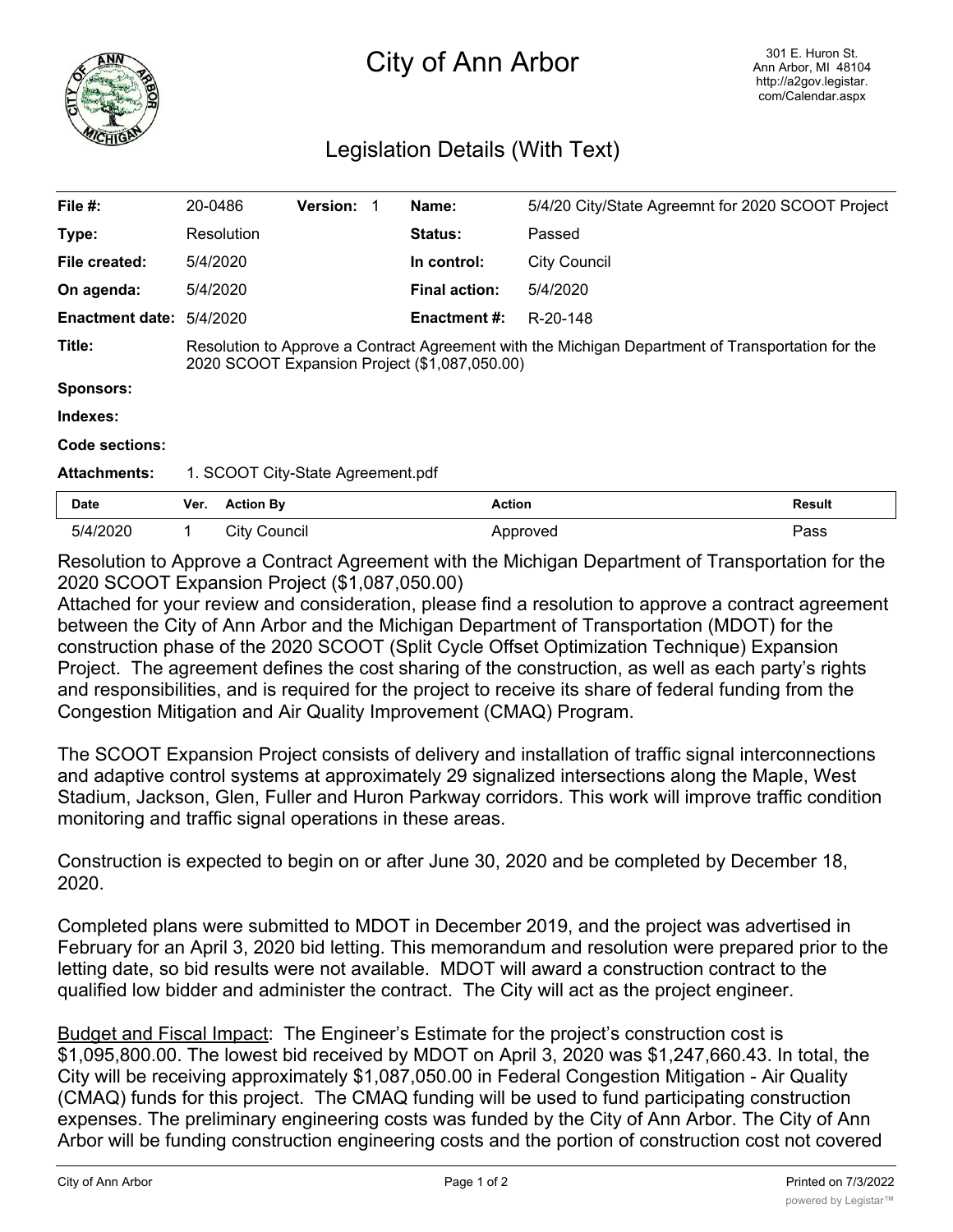# City of Ann Arbor

301 E. Huron St.
Ann Arbor, MI 48104
http://a2gov.legistar.com/Calendar.aspx

## Legislation Details (With Text)

| | | | | | |
|---|---|---|---|---|---|
| **File #:** | 20-0486 | **Version:** 1 | | **Name:** | 5/4/20 City/State Agreemnt for 2020 SCOOT Project |
| **Type:** | Resolution | | | **Status:** | Passed |
| **File created:** | 5/4/2020 | | | **In control:** | City Council |
| **On agenda:** | 5/4/2020 | | | **Final action:** | 5/4/2020 |
| **Enactment date:** | 5/4/2020 | | | **Enactment #:** | R-20-148 |

**Title:** Resolution to Approve a Contract Agreement with the Michigan Department of Transportation for the 2020 SCOOT Expansion Project ($1,087,050.00)

**Sponsors:**

**Indexes:**

**Code sections:**

**Attachments:** 1. SCOOT City-State Agreement.pdf

| Date | Ver. | Action By | Action | Result |
|---|---|---|---|---|
| 5/4/2020 | 1 | City Council | Approved | Pass |

Resolution to Approve a Contract Agreement with the Michigan Department of Transportation for the 2020 SCOOT Expansion Project ($1,087,050.00)

Attached for your review and consideration, please find a resolution to approve a contract agreement between the City of Ann Arbor and the Michigan Department of Transportation (MDOT) for the construction phase of the 2020 SCOOT (Split Cycle Offset Optimization Technique) Expansion Project. The agreement defines the cost sharing of the construction, as well as each party's rights and responsibilities, and is required for the project to receive its share of federal funding from the Congestion Mitigation and Air Quality Improvement (CMAQ) Program.

The SCOOT Expansion Project consists of delivery and installation of traffic signal interconnections and adaptive control systems at approximately 29 signalized intersections along the Maple, West Stadium, Jackson, Glen, Fuller and Huron Parkway corridors. This work will improve traffic condition monitoring and traffic signal operations in these areas.

Construction is expected to begin on or after June 30, 2020 and be completed by December 18, 2020.

Completed plans were submitted to MDOT in December 2019, and the project was advertised in February for an April 3, 2020 bid letting. This memorandum and resolution were prepared prior to the letting date, so bid results were not available. MDOT will award a construction contract to the qualified low bidder and administer the contract. The City will act as the project engineer.

Budget and Fiscal Impact: The Engineer's Estimate for the project's construction cost is $1,095,800.00. The lowest bid received by MDOT on April 3, 2020 was $1,247,660.43. In total, the City will be receiving approximately $1,087,050.00 in Federal Congestion Mitigation - Air Quality (CMAQ) funds for this project. The CMAQ funding will be used to fund participating construction expenses. The preliminary engineering costs was funded by the City of Ann Arbor. The City of Ann Arbor will be funding construction engineering costs and the portion of construction cost not covered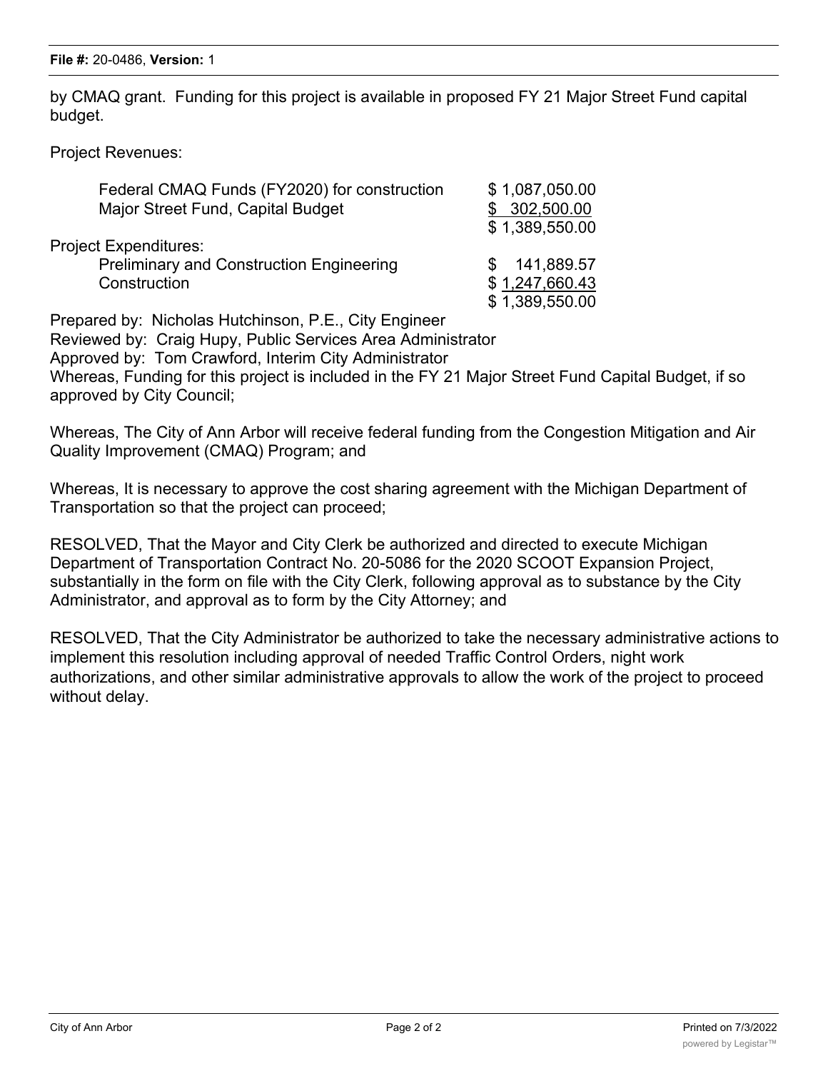by CMAQ grant. Funding for this project is available in proposed FY 21 Major Street Fund capital budget.

Project Revenues:

| | |
|---|---|
| Federal CMAQ Funds (FY2020) for construction | $ 1,087,050.00 |
| Major Street Fund, Capital Budget | $ 302,500.00 |
| | $ 1,389,550.00 |

Project Expenditures:

| | |
|---|---|
| Preliminary and Construction Engineering | $ 141,889.57 |
| Construction | $ 1,247,660.43 |
| | $ 1,389,550.00 |

Prepared by: Nicholas Hutchinson, P.E., City Engineer
Reviewed by: Craig Hupy, Public Services Area Administrator
Approved by: Tom Crawford, Interim City Administrator

Whereas, Funding for this project is included in the FY 21 Major Street Fund Capital Budget, if so approved by City Council;

Whereas, The City of Ann Arbor will receive federal funding from the Congestion Mitigation and Air Quality Improvement (CMAQ) Program; and

Whereas, It is necessary to approve the cost sharing agreement with the Michigan Department of Transportation so that the project can proceed;

RESOLVED, That the Mayor and City Clerk be authorized and directed to execute Michigan Department of Transportation Contract No. 20-5086 for the 2020 SCOOT Expansion Project, substantially in the form on file with the City Clerk, following approval as to substance by the City Administrator, and approval as to form by the City Attorney; and

RESOLVED, That the City Administrator be authorized to take the necessary administrative actions to implement this resolution including approval of needed Traffic Control Orders, night work authorizations, and other similar administrative approvals to allow the work of the project to proceed without delay.